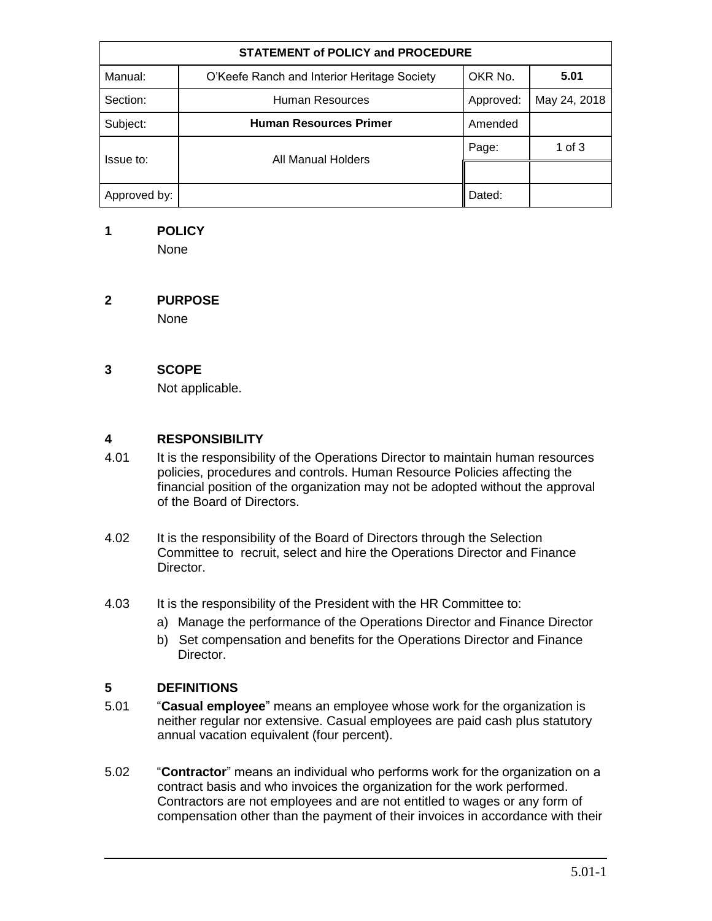| STATEMENT of POLICY and PROCEDURE | | | |
|---|---|---|---|
| Manual: | O'Keefe Ranch and Interior Heritage Society | OKR No. | **5.01** |
| Section: | Human Resources | Approved: | May 24, 2018 |
| Subject: | **Human Resources Primer** | Amended | |
| Issue to: | All Manual Holders | Page: | 1 of 3 |
| | | | |
| Approved by: | | Dated: | |

## 1 POLICY

None

## 2 PURPOSE

None

## 3 SCOPE

Not applicable.

## 4 RESPONSIBILITY

4.01 It is the responsibility of the Operations Director to maintain human resources policies, procedures and controls. Human Resource Policies affecting the financial position of the organization may not be adopted without the approval of the Board of Directors.

4.02 It is the responsibility of the Board of Directors through the Selection Committee to recruit, select and hire the Operations Director and Finance Director.

4.03 It is the responsibility of the President with the HR Committee to:

a) Manage the performance of the Operations Director and Finance Director
b) Set compensation and benefits for the Operations Director and Finance Director.

## 5 DEFINITIONS

5.01 "**Casual employee**" means an employee whose work for the organization is neither regular nor extensive. Casual employees are paid cash plus statutory annual vacation equivalent (four percent).

5.02 "**Contractor**" means an individual who performs work for the organization on a contract basis and who invoices the organization for the work performed. Contractors are not employees and are not entitled to wages or any form of compensation other than the payment of their invoices in accordance with their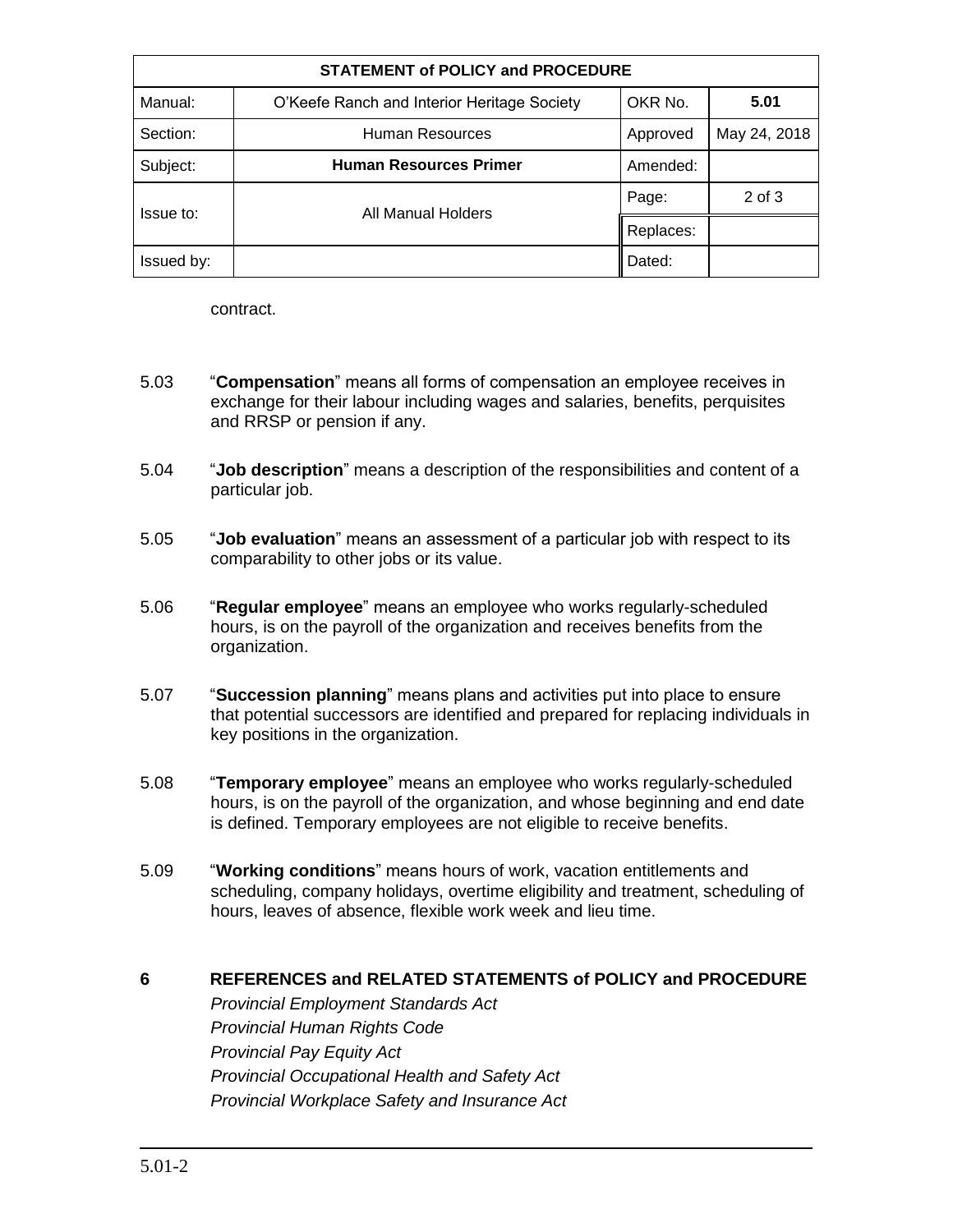| STATEMENT of POLICY and PROCEDURE | | | |
|---|---|---|---|
| Manual: | O'Keefe Ranch and Interior Heritage Society | OKR No. | **5.01** |
| Section: | Human Resources | Approved | May 24, 2018 |
| Subject: | **Human Resources Primer** | Amended: | |
| Issue to: | All Manual Holders | Page: | 2 of 3 |
| | | Replaces: | |
| Issued by: | | Dated: | |

contract.

5.03 "**Compensation**" means all forms of compensation an employee receives in exchange for their labour including wages and salaries, benefits, perquisites and RRSP or pension if any.

5.04 "**Job description**" means a description of the responsibilities and content of a particular job.

5.05 "**Job evaluation**" means an assessment of a particular job with respect to its comparability to other jobs or its value.

5.06 "**Regular employee**" means an employee who works regularly-scheduled hours, is on the payroll of the organization and receives benefits from the organization.

5.07 "**Succession planning**" means plans and activities put into place to ensure that potential successors are identified and prepared for replacing individuals in key positions in the organization.

5.08 "**Temporary employee**" means an employee who works regularly-scheduled hours, is on the payroll of the organization, and whose beginning and end date is defined. Temporary employees are not eligible to receive benefits.

5.09 "**Working conditions**" means hours of work, vacation entitlements and scheduling, company holidays, overtime eligibility and treatment, scheduling of hours, leaves of absence, flexible work week and lieu time.

## 6 REFERENCES and RELATED STATEMENTS of POLICY and PROCEDURE

*Provincial Employment Standards Act*
*Provincial Human Rights Code*
*Provincial Pay Equity Act*
*Provincial Occupational Health and Safety Act*
*Provincial Workplace Safety and Insurance Act*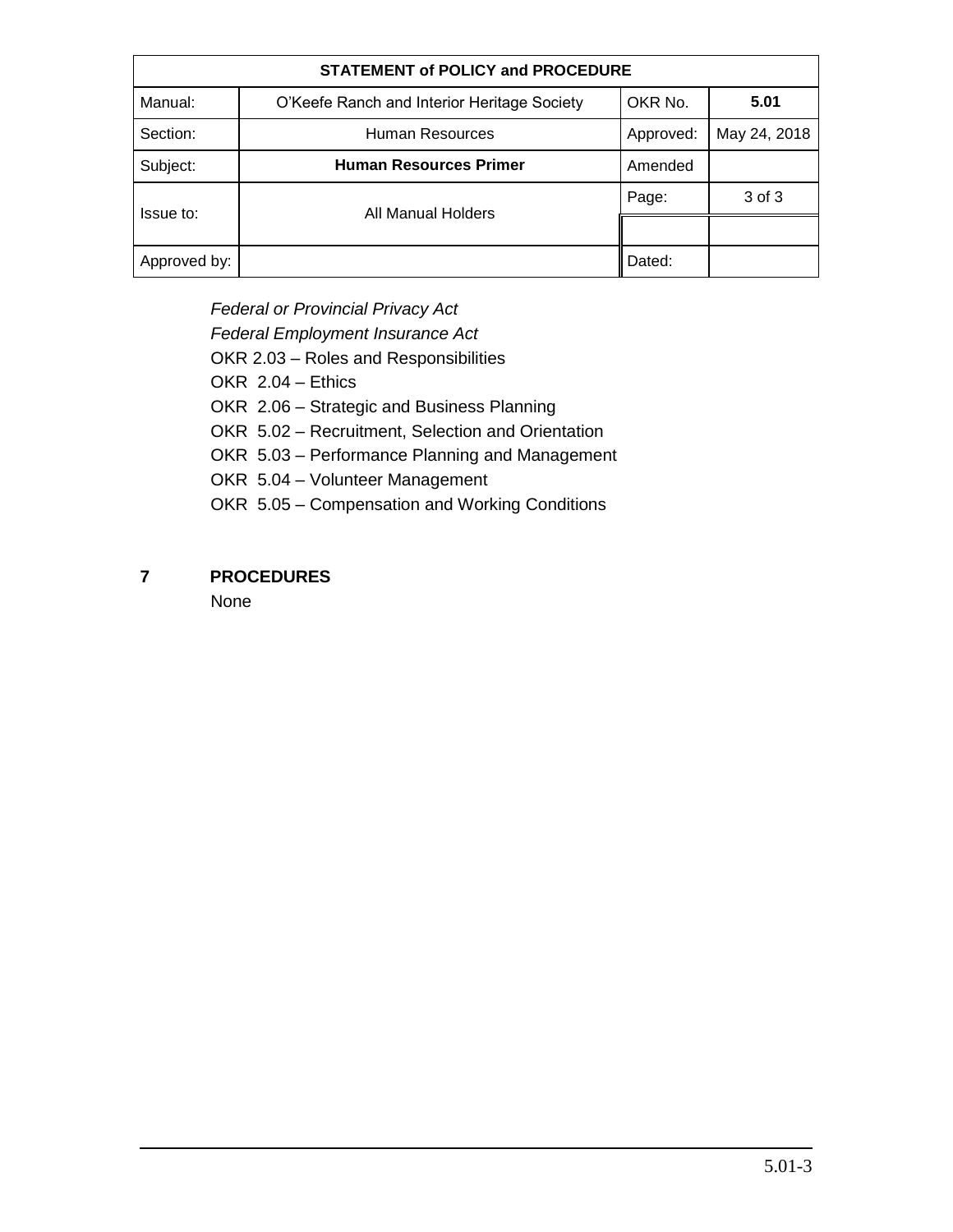| STATEMENT of POLICY and PROCEDURE | | | |
|---|---|---|---|
| Manual: | O'Keefe Ranch and Interior Heritage Society | OKR No. | **5.01** |
| Section: | Human Resources | Approved: | May 24, 2018 |
| Subject: | **Human Resources Primer** | Amended | |
| Issue to: | All Manual Holders | Page: | 3 of 3 |
| | | | |
| Approved by: | | Dated: | |

*Federal or Provincial Privacy Act*

*Federal Employment Insurance Act*

OKR 2.03 – Roles and Responsibilities

OKR 2.04 – Ethics

OKR 2.06 – Strategic and Business Planning

OKR 5.02 – Recruitment, Selection and Orientation

OKR 5.03 – Performance Planning and Management

OKR 5.04 – Volunteer Management

OKR 5.05 – Compensation and Working Conditions

## 7 PROCEDURES

None